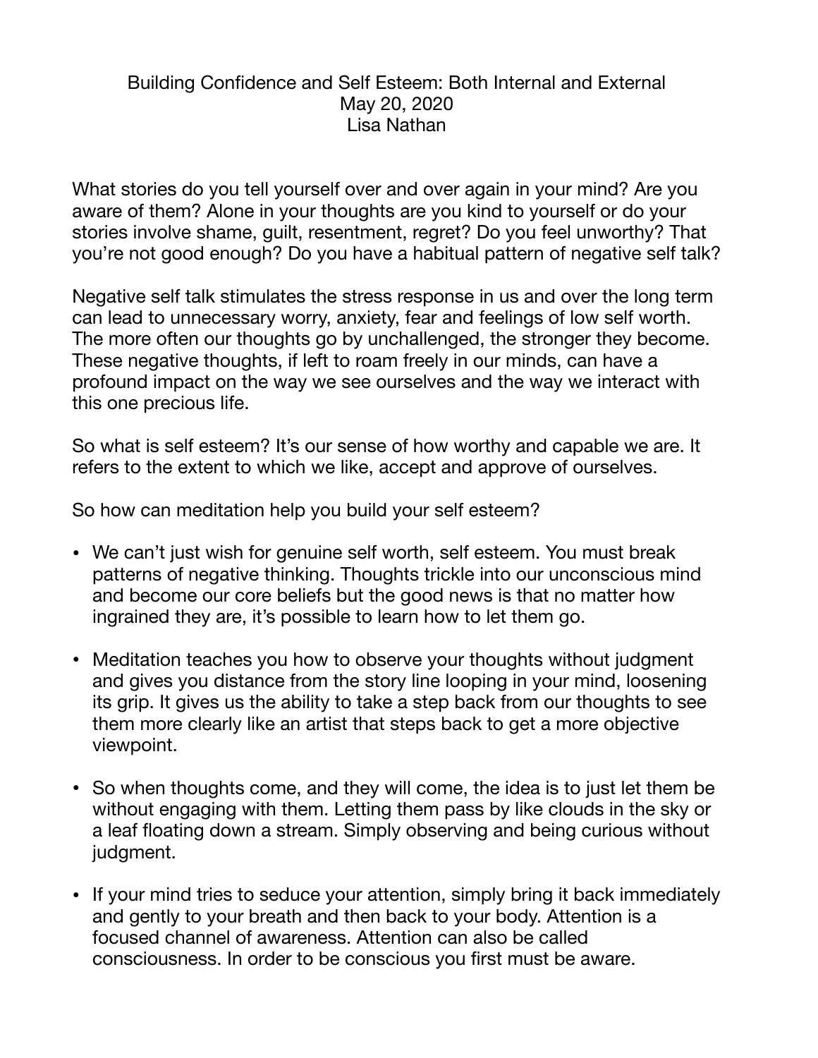# Building Confidence and Self Esteem: Both Internal and External

May 20, 2020

Lisa Nathan

What stories do you tell yourself over and over again in your mind? Are you aware of them? Alone in your thoughts are you kind to yourself or do your stories involve shame, guilt, resentment, regret? Do you feel unworthy? That you're not good enough? Do you have a habitual pattern of negative self talk?

Negative self talk stimulates the stress response in us and over the long term can lead to unnecessary worry, anxiety, fear and feelings of low self worth. The more often our thoughts go by unchallenged, the stronger they become. These negative thoughts, if left to roam freely in our minds, can have a profound impact on the way we see ourselves and the way we interact with this one precious life.

So what is self esteem? It's our sense of how worthy and capable we are. It refers to the extent to which we like, accept and approve of ourselves.

So how can meditation help you build your self esteem?

- We can't just wish for genuine self worth, self esteem. You must break patterns of negative thinking. Thoughts trickle into our unconscious mind and become our core beliefs but the good news is that no matter how ingrained they are, it's possible to learn how to let them go.
- Meditation teaches you how to observe your thoughts without judgment and gives you distance from the story line looping in your mind, loosening its grip. It gives us the ability to take a step back from our thoughts to see them more clearly like an artist that steps back to get a more objective viewpoint.
- So when thoughts come, and they will come, the idea is to just let them be without engaging with them. Letting them pass by like clouds in the sky or a leaf floating down a stream. Simply observing and being curious without judgment.
- If your mind tries to seduce your attention, simply bring it back immediately and gently to your breath and then back to your body. Attention is a focused channel of awareness. Attention can also be called consciousness. In order to be conscious you first must be aware.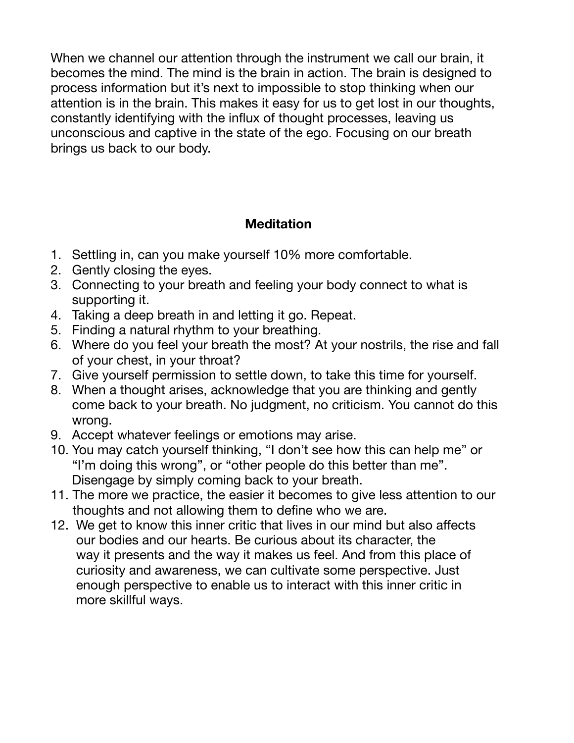When we channel our attention through the instrument we call our brain, it becomes the mind. The mind is the brain in action. The brain is designed to process information but it's next to impossible to stop thinking when our attention is in the brain. This makes it easy for us to get lost in our thoughts, constantly identifying with the influx of thought processes, leaving us unconscious and captive in the state of the ego. Focusing on our breath brings us back to our body.

**Meditation**

1. Settling in, can you make yourself 10% more comfortable.
2. Gently closing the eyes.
3. Connecting to your breath and feeling your body connect to what is supporting it.
4. Taking a deep breath in and letting it go. Repeat.
5. Finding a natural rhythm to your breathing.
6. Where do you feel your breath the most? At your nostrils, the rise and fall of your chest, in your throat?
7. Give yourself permission to settle down, to take this time for yourself.
8. When a thought arises, acknowledge that you are thinking and gently come back to your breath. No judgment, no criticism. You cannot do this wrong.
9. Accept whatever feelings or emotions may arise.
10. You may catch yourself thinking, "I don't see how this can help me" or "I'm doing this wrong", or "other people do this better than me". Disengage by simply coming back to your breath.
11. The more we practice, the easier it becomes to give less attention to our thoughts and not allowing them to define who we are.
12. We get to know this inner critic that lives in our mind but also affects our bodies and our hearts. Be curious about its character, the way it presents and the way it makes us feel. And from this place of curiosity and awareness, we can cultivate some perspective. Just enough perspective to enable us to interact with this inner critic in more skillful ways.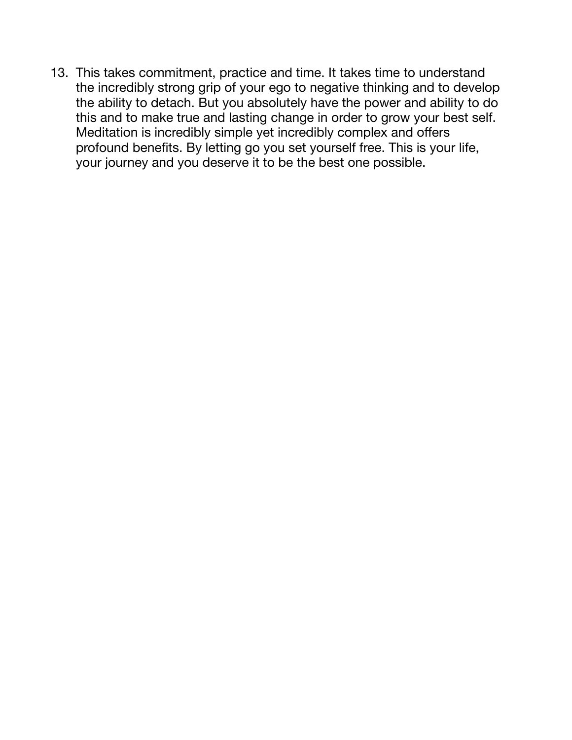13. This takes commitment, practice and time. It takes time to understand the incredibly strong grip of your ego to negative thinking and to develop the ability to detach. But you absolutely have the power and ability to do this and to make true and lasting change in order to grow your best self. Meditation is incredibly simple yet incredibly complex and offers profound benefits. By letting go you set yourself free. This is your life, your journey and you deserve it to be the best one possible.